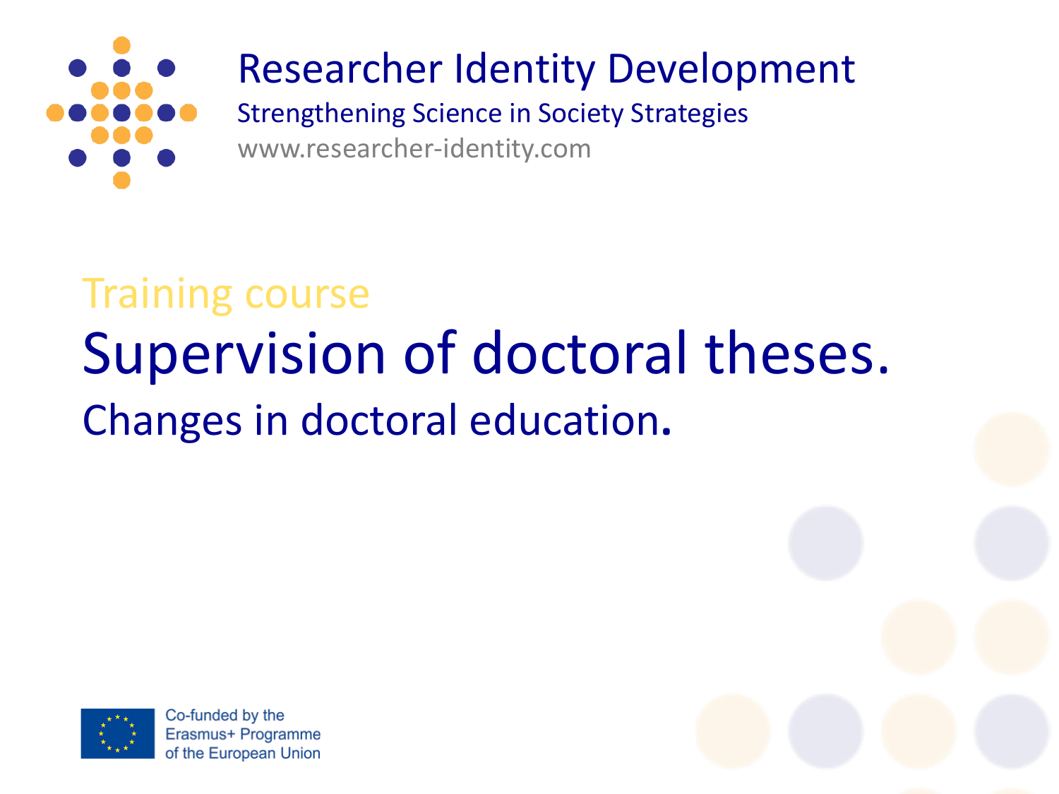# Researcher Identity Development

Strengthening Science in Society Strategies

www.researcher-identity.com

Training course

# Supervision of doctoral theses.

## Changes in doctoral education.

Co-funded by the Erasmus+ Programme of the European Union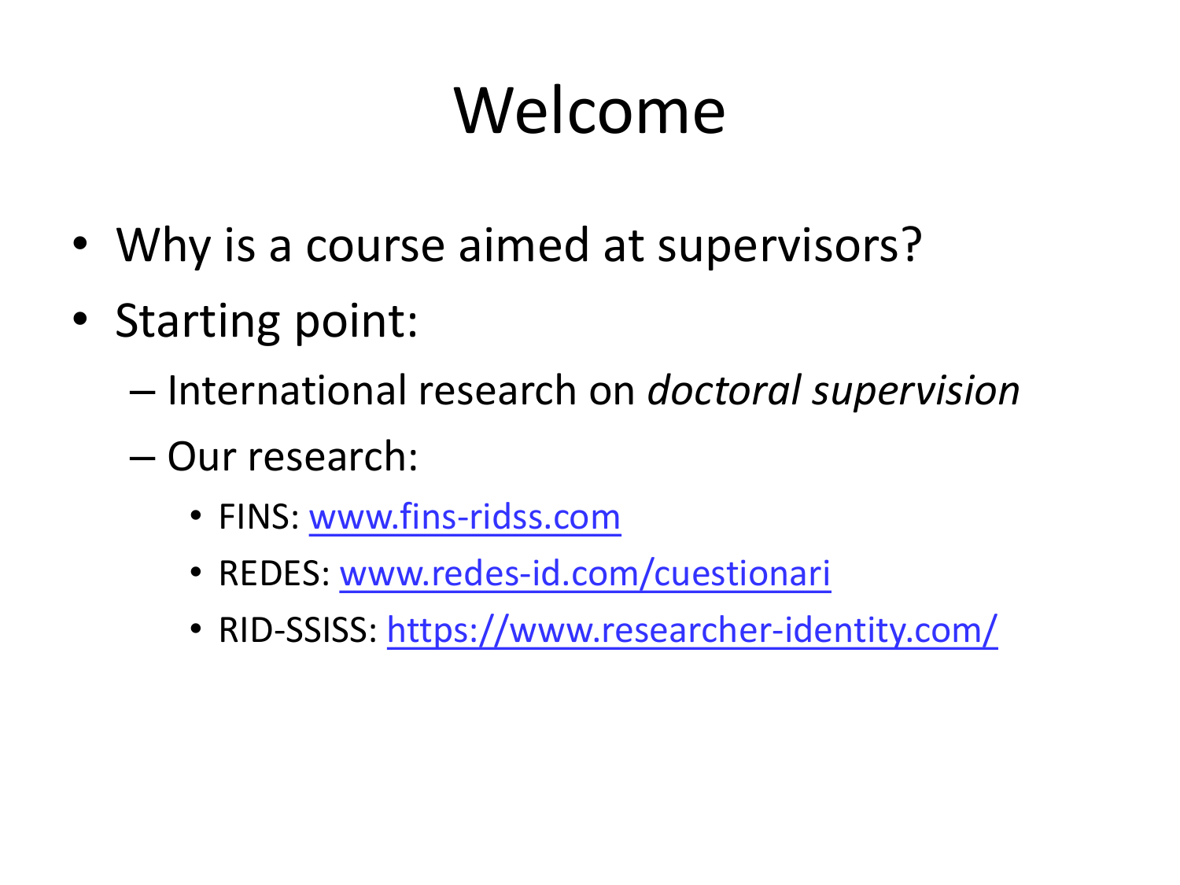# Welcome

- Why is a course aimed at supervisors?
- Starting point:
  - International research on *doctoral supervision*
  - Our research:
    - FINS: [www.fins-ridss.com](http://www.fins-ridss.com)
    - REDES: [www.redes-id.com/cuestionari](http://www.redes-id.com/cuestionari)
    - RID-SSISS: [https://www.researcher-identity.com/](https://www.researcher-identity.com/)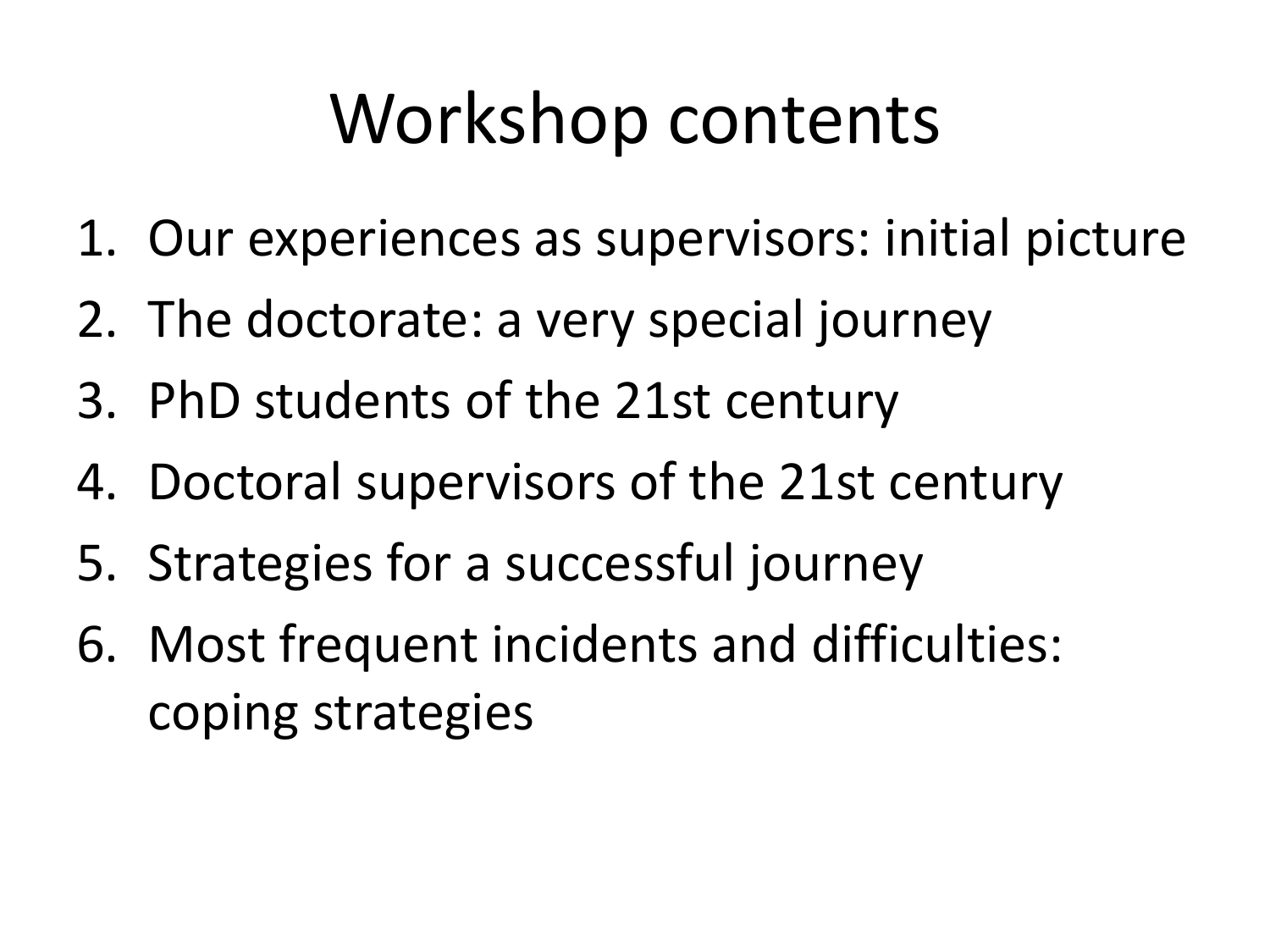# Workshop contents

1. Our experiences as supervisors: initial picture
2. The doctorate: a very special journey
3. PhD students of the 21st century
4. Doctoral supervisors of the 21st century
5. Strategies for a successful journey
6. Most frequent incidents and difficulties: coping strategies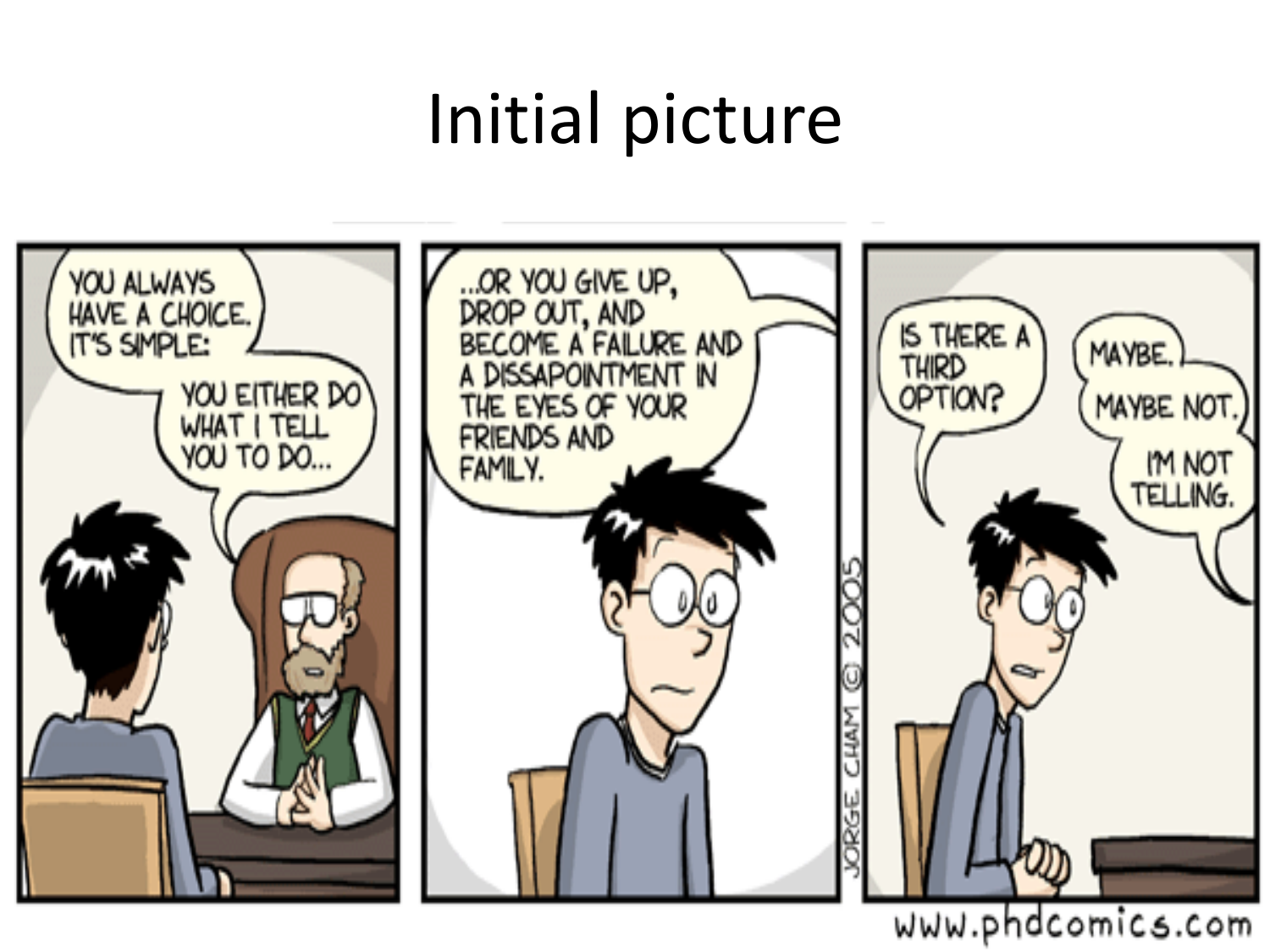# Initial picture

YOU ALWAYS HAVE A CHOICE. IT'S SIMPLE:

YOU EITHER DO WHAT I TELL YOU TO DO...

...OR YOU GIVE UP, DROP OUT, AND BECOME A FAILURE AND A DISSAPOINTMENT IN THE EYES OF YOUR FRIENDS AND FAMILY.

IS THERE A THIRD OPTION?

MAYBE.

MAYBE NOT.

I'M NOT TELLING.

JORGE CHAM © 2005

www.phdcomics.com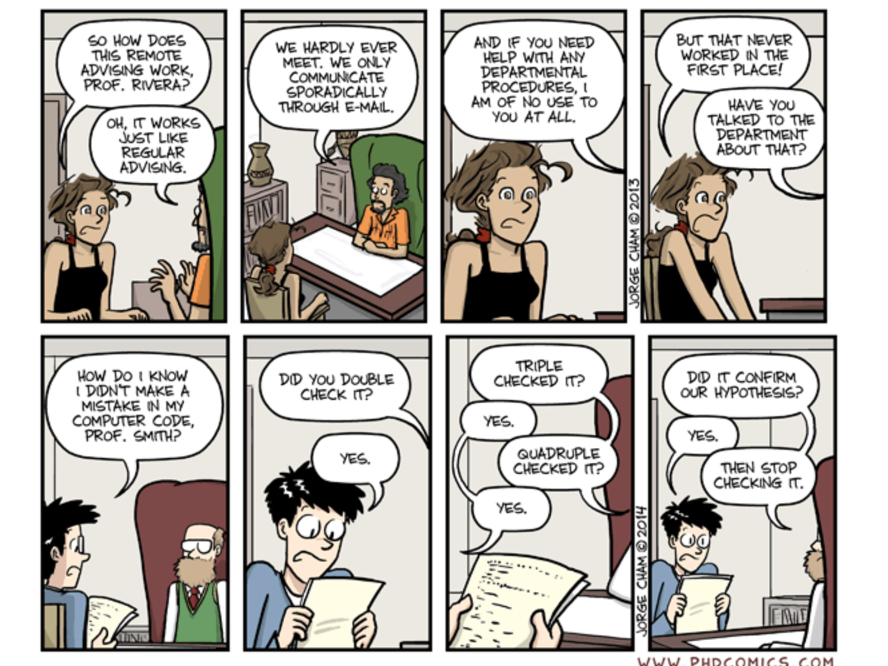SO HOW DOES THIS REMOTE ADVISING WORK, PROF. RIVERA?

OH, IT WORKS JUST LIKE REGULAR ADVISING.

WE HARDLY EVER MEET. WE ONLY COMMUNICATE SPORADICALLY THROUGH E-MAIL.

AND IF YOU NEED HELP WITH ANY DEPARTMENTAL PROCEDURES, I AM OF NO USE TO YOU AT ALL.

BUT THAT NEVER WORKED IN THE FIRST PLACE!

HAVE YOU TALKED TO THE DEPARTMENT ABOUT THAT?

JORGE CHAM © 2013

HOW DO I KNOW I DIDN'T MAKE A MISTAKE IN MY COMPUTER CODE, PROF. SMITH?

DID YOU DOUBLE CHECK IT?

YES.

TRIPLE CHECKED IT?

YES.

QUADRUPLE CHECKED IT?

YES.

DID IT CONFIRM OUR HYPOTHESIS?

YES.

THEN STOP CHECKING IT.

JORGE CHAM © 2014

WWW.PHDCOMICS.COM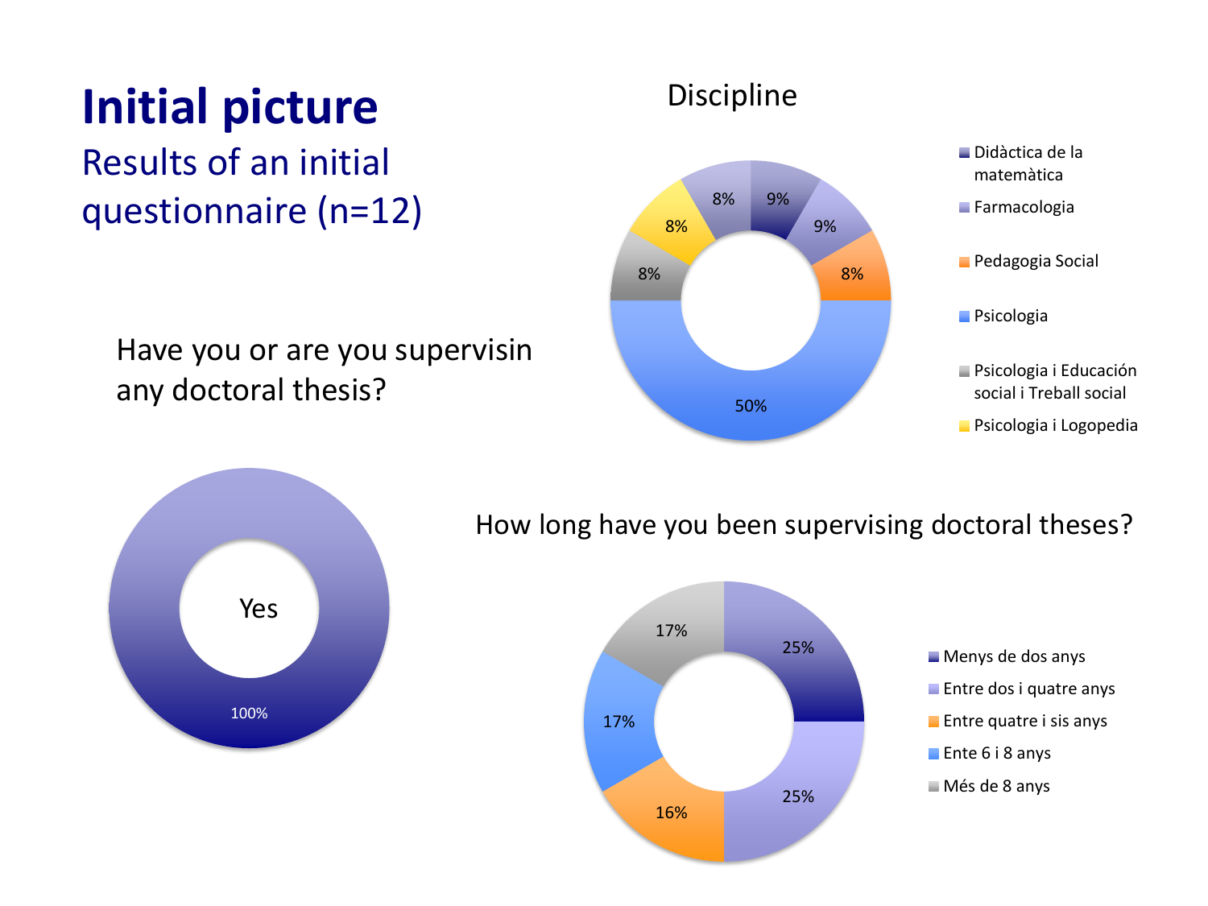# Initial picture

## Results of an initial questionnaire (n=12)

### Discipline

| Discipline | % |
|---|---|
| Didàctica de la matemàtica | 9% |
| Farmacologia | 9% |
| Pedagogia Social | 8% |
| Psicologia | 50% |
| Psicologia i Educación social i Treball social | 8% |
| Psicologia i Logopedia | 8% |
| (unlabeled) | 8% |

### Have you or are you supervisin any doctoral thesis?

| Answer | % |
|---|---|
| Yes | 100% |

### How long have you been supervising doctoral theses?

| Answer | % |
|---|---|
| Menys de dos anys | 25% |
| Entre dos i quatre anys | 25% |
| Entre quatre i sis anys | 16% |
| Ente 6 i 8 anys | 17% |
| Més de 8 anys | 17% |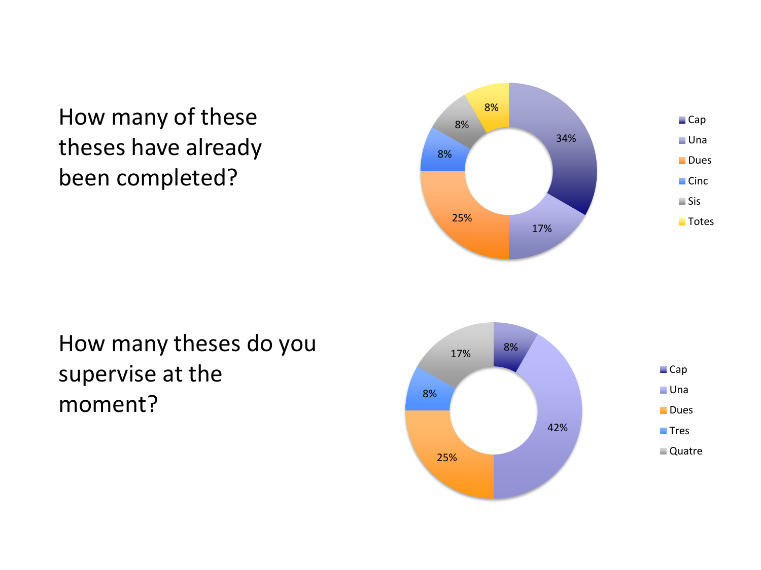How many of these theses have already been completed?

| Response | Percentage |
| --- | --- |
| Cap | 34% |
| Una | 17% |
| Dues | 25% |
| Cinc | 8% |
| Sis | 8% |
| Totes | 8% |

How many theses do you supervise at the moment?

| Response | Percentage |
| --- | --- |
| Cap | 8% |
| Una | 42% |
| Dues | 25% |
| Tres | 8% |
| Quatre | 17% |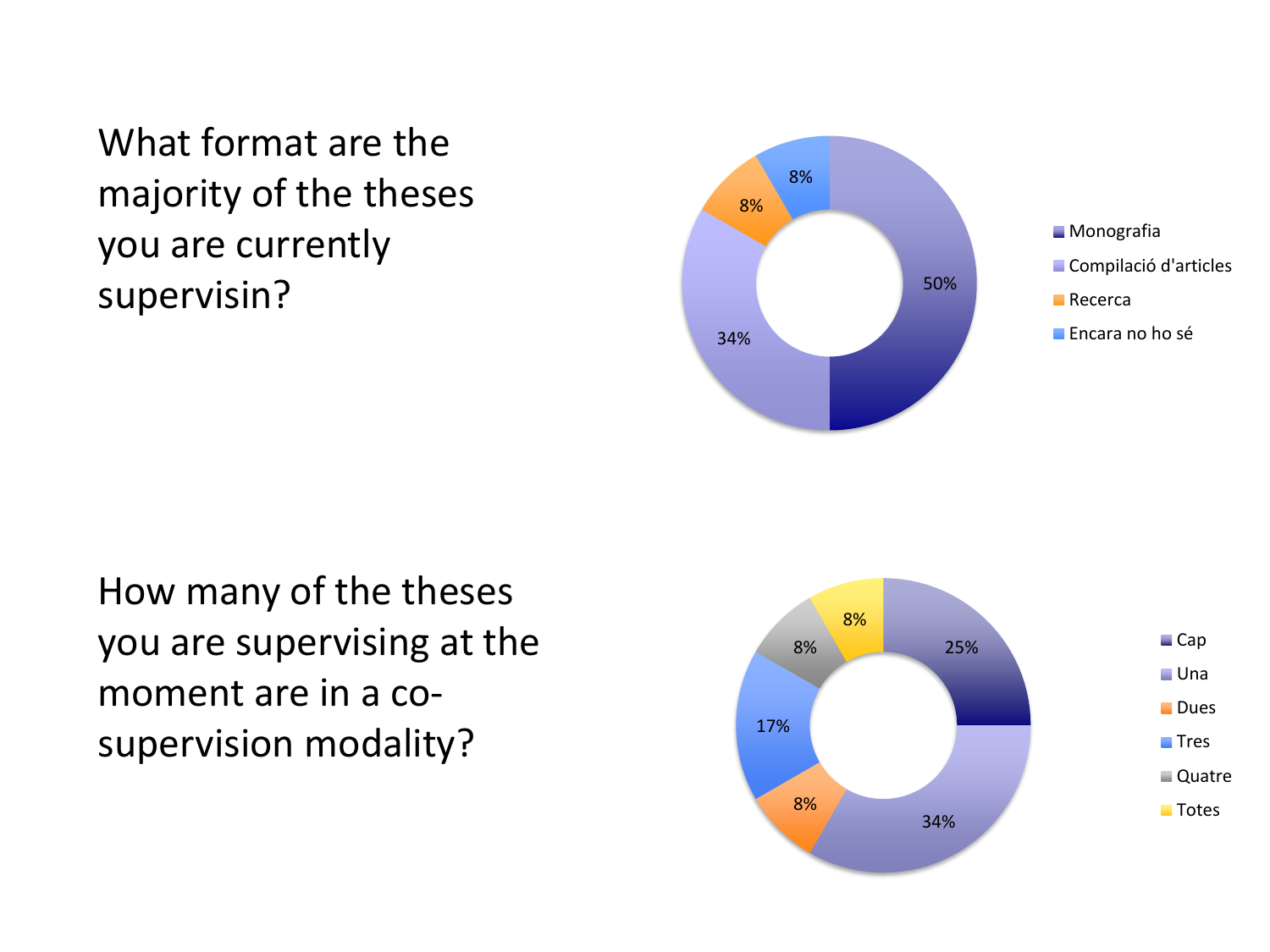What format are the majority of the theses you are currently supervisin?

| Format | % |
|---|---|
| Monografia | 50% |
| Compilació d'articles | 34% |
| Recerca | 8% |
| Encara no ho sé | 8% |

How many of the theses you are supervising at the moment are in a co-supervision modality?

| Number | % |
|---|---|
| Cap | 25% |
| Una | 34% |
| Dues | 8% |
| Tres | 17% |
| Quatre | 8% |
| Totes | 8% |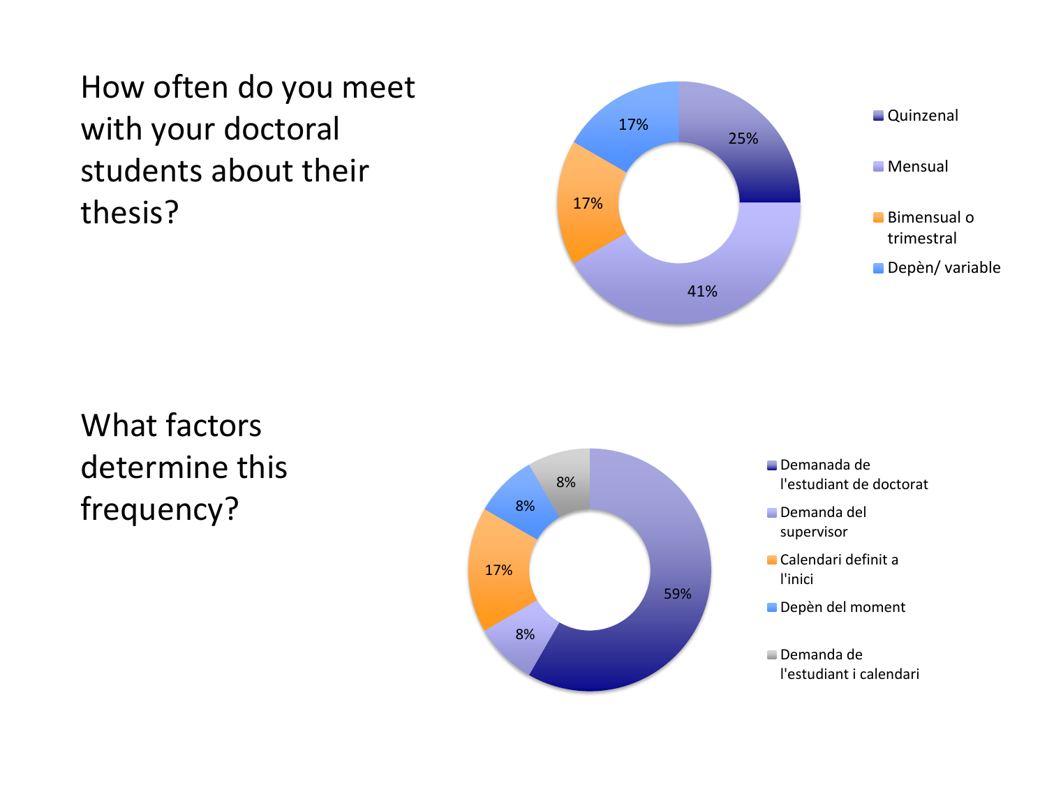## How often do you meet with your doctoral students about their thesis?

| Frequency | % |
| --- | --- |
| Quinzenal | 25% |
| Mensual | 41% |
| Bimensual o trimestral | 17% |
| Depèn/ variable | 17% |

## What factors determine this frequency?

| Factor | % |
| --- | --- |
| Demanada de l'estudiant de doctorat | 59% |
| Demanda del supervisor | 8% |
| Calendari definit a l'inici | 17% |
| Depèn del moment | 8% |
| Demanda de l'estudiant i calendari | 8% |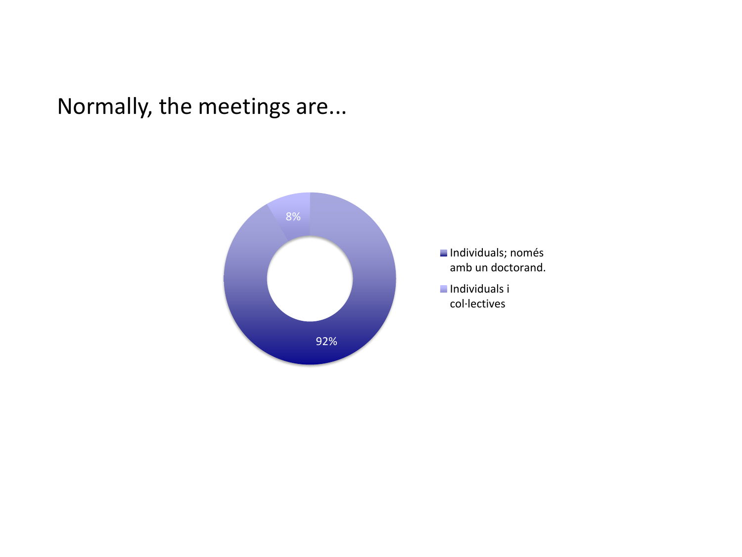# Normally, the meetings are...

| Category | Percentage |
| --- | --- |
| Individuals; només amb un doctorand. | 92% |
| Individuals i col·lectives | 8% |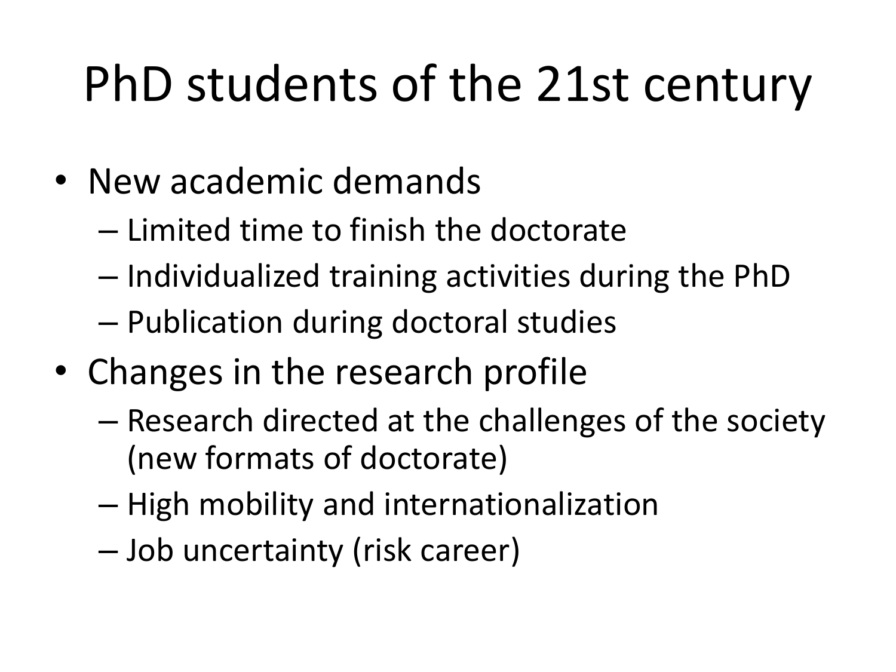# PhD students of the 21st century

- New academic demands
  - Limited time to finish the doctorate
  - Individualized training activities during the PhD
  - Publication during doctoral studies
- Changes in the research profile
  - Research directed at the challenges of the society (new formats of doctorate)
  - High mobility and internationalization
  - Job uncertainty (risk career)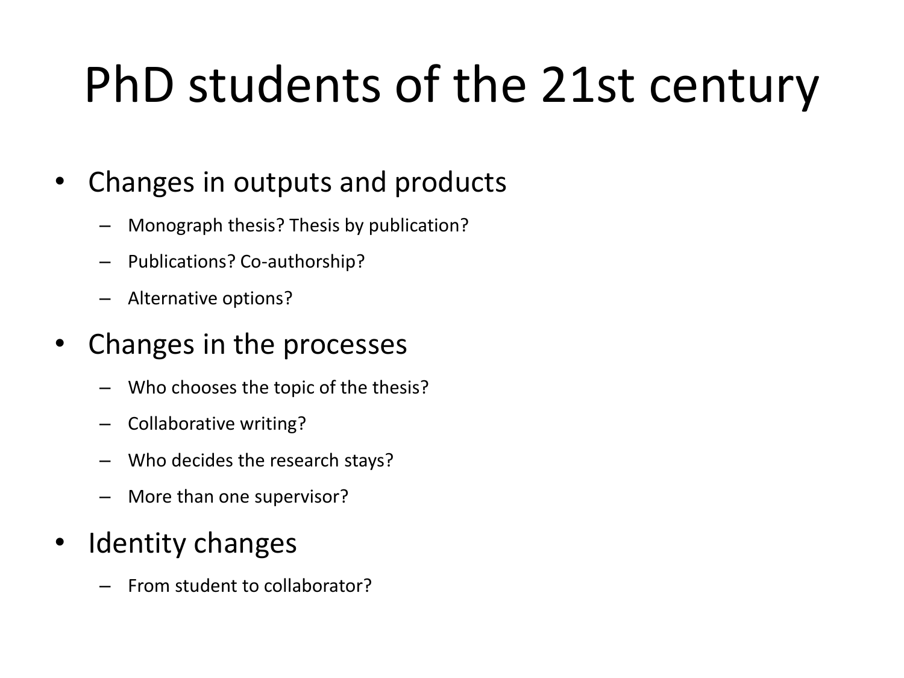# PhD students of the 21st century

- Changes in outputs and products
  - Monograph thesis? Thesis by publication?
  - Publications? Co-authorship?
  - Alternative options?
- Changes in the processes
  - Who chooses the topic of the thesis?
  - Collaborative writing?
  - Who decides the research stays?
  - More than one supervisor?
- Identity changes
  - From student to collaborator?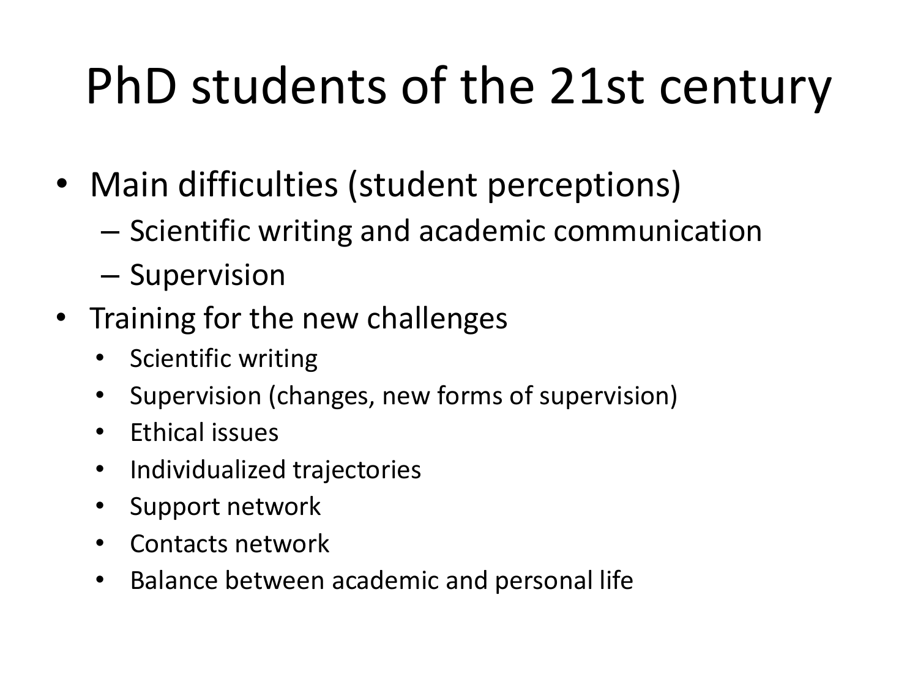# PhD students of the 21st century

- Main difficulties (student perceptions)
  - Scientific writing and academic communication
  - Supervision
- Training for the new challenges
  - Scientific writing
  - Supervision (changes, new forms of supervision)
  - Ethical issues
  - Individualized trajectories
  - Support network
  - Contacts network
  - Balance between academic and personal life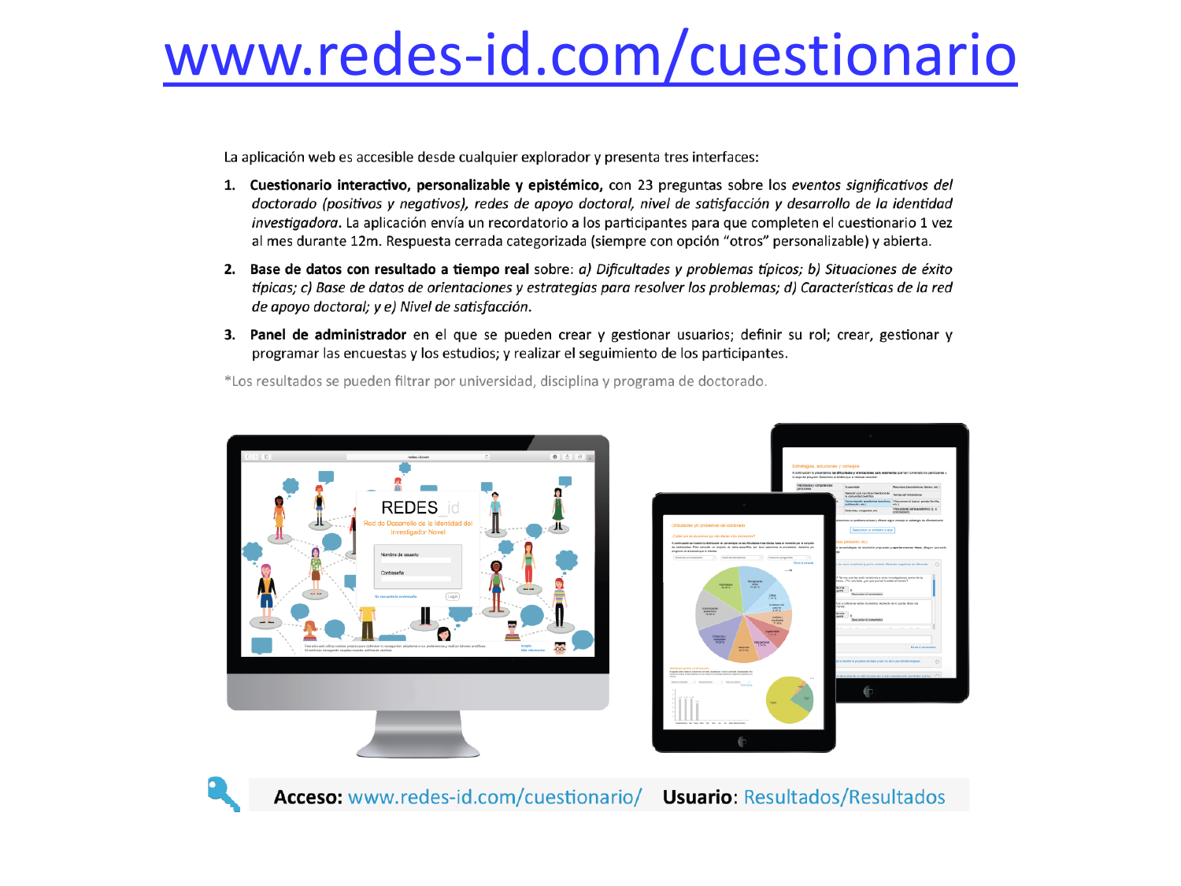# www.redes-id.com/cuestionario

La aplicación web es accesible desde cualquier explorador y presenta tres interfaces:

1. **Cuestionario interactivo, personalizable y epistémico,** con 23 preguntas sobre los *eventos significativos del doctorado (positivos y negativos), redes de apoyo doctoral, nivel de satisfacción y desarrollo de la identidad investigadora*. La aplicación envía un recordatorio a los participantes para que completen el cuestionario 1 vez al mes durante 12m. Respuesta cerrada categorizada (siempre con opción "otros" personalizable) y abierta.

2. **Base de datos con resultado a tiempo real** sobre: *a) Dificultades y problemas típicos; b) Situaciones de éxito típicas; c) Base de datos de orientaciones y estrategias para resolver los problemas; d) Características de la red de apoyo doctoral; y e) Nivel de satisfacción.*

3. **Panel de administrador** en el que se pueden crear y gestionar usuarios; definir su rol; crear, gestionar y programar las encuestas y los estudios; y realizar el seguimiento de los participantes.

*Los resultados se pueden filtrar por universidad, disciplina y programa de doctorado.

**Acceso:** www.redes-id.com/cuestionario/ **Usuario**: Resultados/Resultados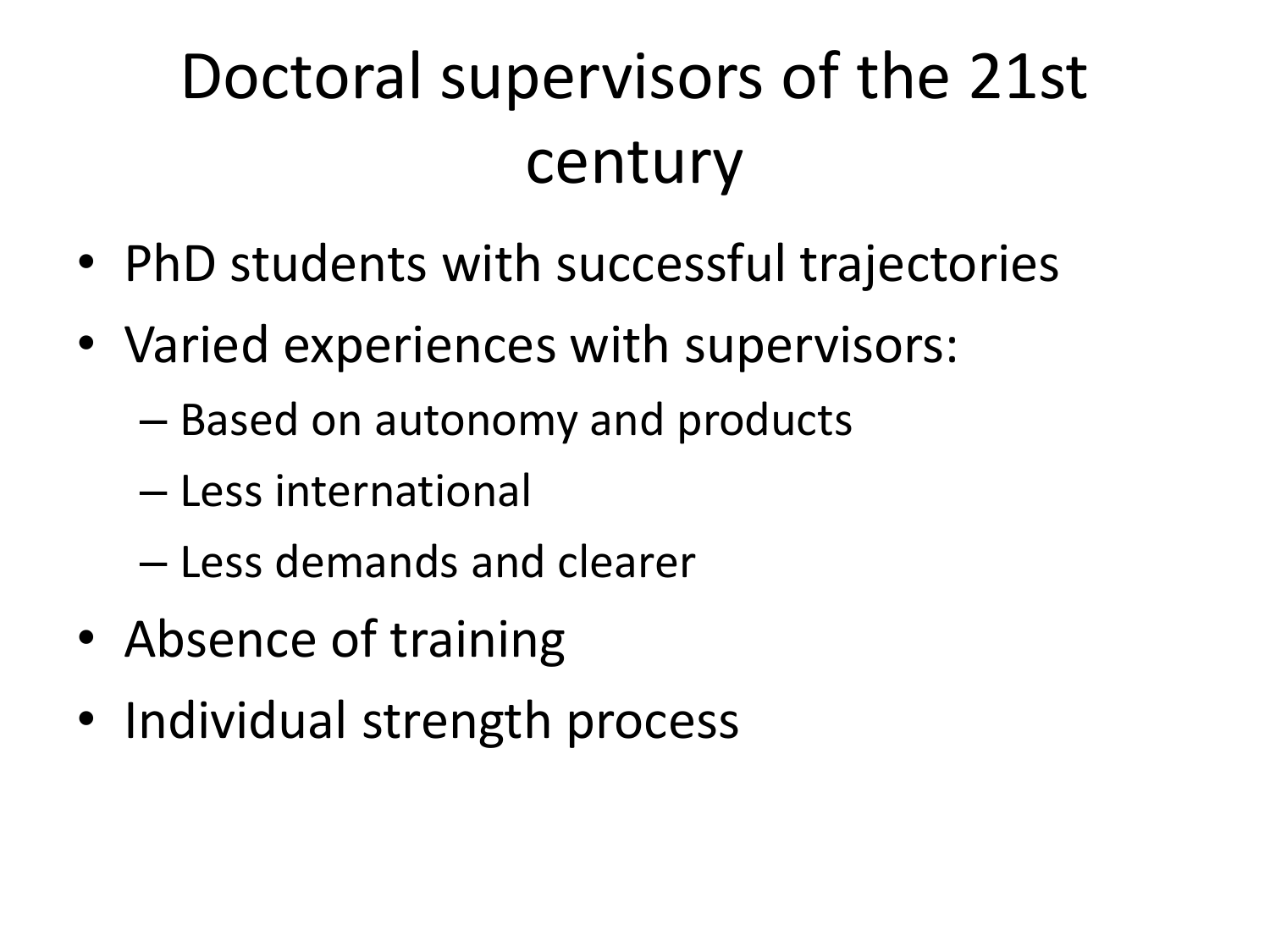# Doctoral supervisors of the 21st century

- PhD students with successful trajectories
- Varied experiences with supervisors:
  - Based on autonomy and products
  - Less international
  - Less demands and clearer
- Absence of training
- Individual strength process